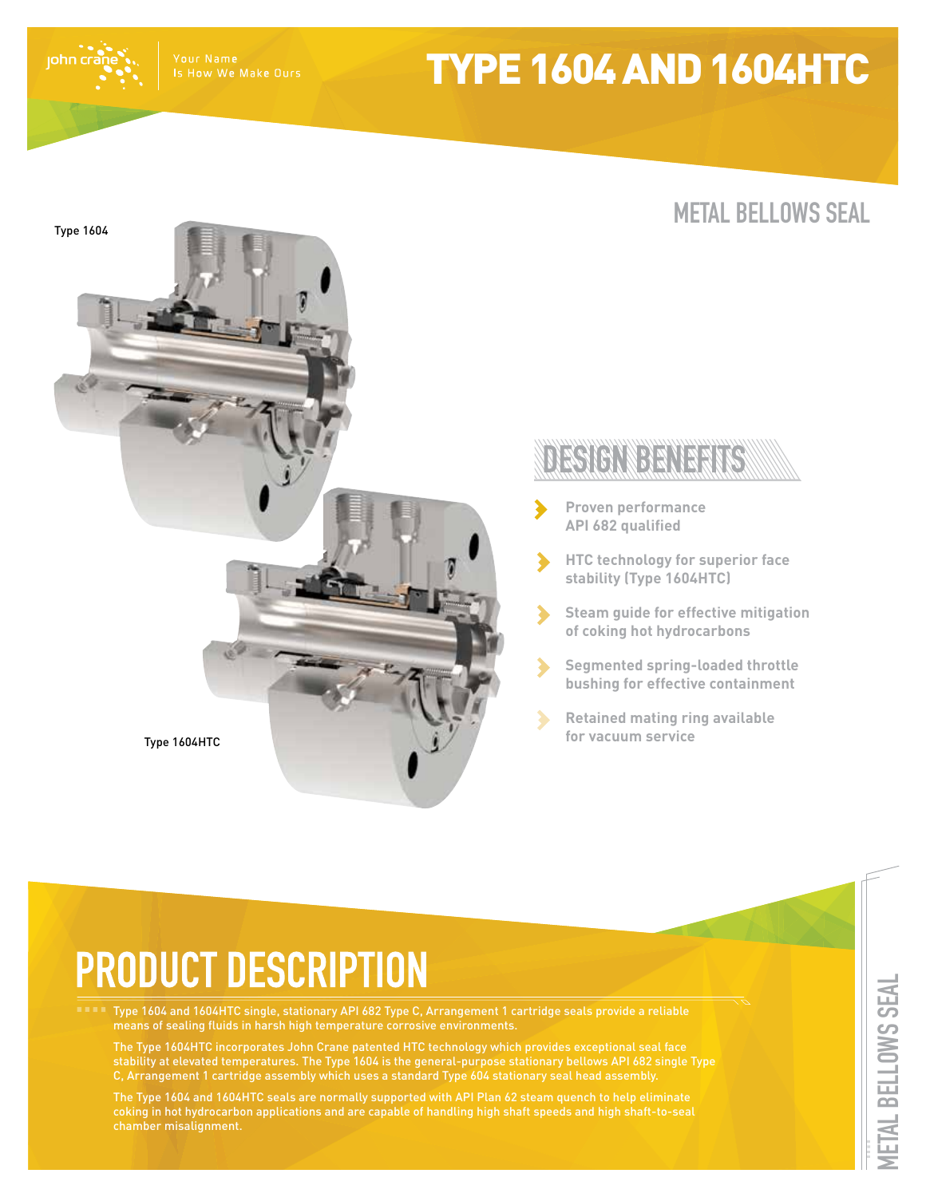# TYPE 1604 AND 1604HTC

john crane | Your Name Is How We Make Ours

## METAL BELLOWS SEAL

Type 1604

Type 1604HTC

## DESIGN BENEFITS

- **Proven performance API 682 qualified**
- **HTC technology for superior face stability (Type 1604HTC)**
- **Steam guide for effective mitigation of coking hot hydrocarbons**
- **Segmented spring-loaded throttle bushing for effective containment**
- **Retained mating ring available for vacuum service**

# PRODUCT DESCRIPTION

Type 1604 and 1604HTC single, stationary API 682 Type C, Arrangement 1 cartridge seals provide a reliable means of sealing fluids in harsh high temperature corrosive environments.

The Type 1604HTC incorporates John Crane patented HTC technology which provides exceptional seal face stability at elevated temperatures. The Type 1604 is the general-purpose stationary bellows API 682 single Type C, Arrangement 1 cartridge assembly which uses a standard Type 604 stationary seal head assembly.

The Type 1604 and 1604HTC seals are normally supported with API Plan 62 steam quench to help eliminate coking in hot hydrocarbon applications and are capable of handling high shaft speeds and high shaft-to-seal chamber misalignment.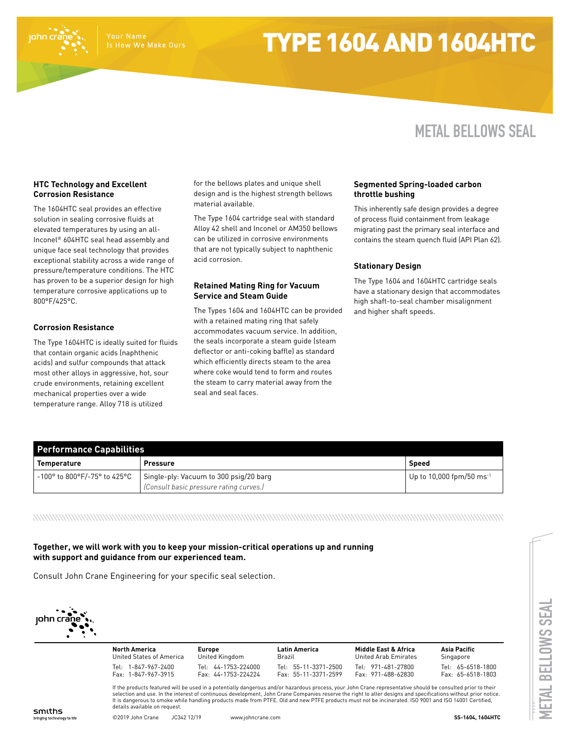# TYPE 1604 AND 1604HTC

## METAL BELLOWS SEAL

### HTC Technology and Excellent Corrosion Resistance

The 1604HTC seal provides an effective solution in sealing corrosive fluids at elevated temperatures by using an all-Inconel® 604HTC seal head assembly and unique face seal technology that provides exceptional stability across a wide range of pressure/temperature conditions. The HTC has proven to be a superior design for high temperature corrosive applications up to 800°F/425°C.

### Corrosion Resistance

The Type 1604HTC is ideally suited for fluids that contain organic acids (naphthenic acids) and sulfur compounds that attack most other alloys in aggressive, hot, sour crude environments, retaining excellent mechanical properties over a wide temperature range. Alloy 718 is utilized for the bellows plates and unique shell design and is the highest strength bellows material available.

The Type 1604 cartridge seal with standard Alloy 42 shell and Inconel or AM350 bellows can be utilized in corrosive environments that are not typically subject to naphthenic acid corrosion.

### Retained Mating Ring for Vacuum Service and Steam Guide

The Types 1604 and 1604HTC can be provided with a retained mating ring that safely accommodates vacuum service. In addition, the seals incorporate a steam guide (steam deflector or anti-coking baffle) as standard which efficiently directs steam to the area where coke would tend to form and routes the steam to carry material away from the seal and seal faces.

### Segmented Spring-loaded carbon throttle bushing

This inherently safe design provides a degree of process fluid containment from leakage migrating past the primary seal interface and contains the steam quench fluid (API Plan 62).

### Stationary Design

The Type 1604 and 1604HTC cartridge seals have a stationary design that accommodates high shaft-to-seal chamber misalignment and higher shaft speeds.

**Performance Capabilities**

| Temperature | Pressure | Speed |
|---|---|---|
| -100° to 800°F/-75° to 425°C | Single-ply: Vacuum to 300 psig/20 barg *(Consult basic pressure rating curves.)* | Up to 10,000 fpm/50 $ms^{-1}$ |

**Together, we will work with you to keep your mission-critical operations up and running with support and guidance from our experienced team.**

Consult John Crane Engineering for your specific seal selection.

**North America**
United States of America
Tel: 1-847-967-2400
Fax: 1-847-967-3915

**Europe**
United Kingdom
Tel: 44-1753-224000
Fax: 44-1753-224224

**Latin America**
Brazil
Tel: 55-11-3371-2500
Fax: 55-11-3371-2599

**Middle East & Africa**
United Arab Emirates
Tel: 971-481-27800
Fax: 971-488-62830

**Asia Pacific**
Singapore
Tel: 65-6518-1800
Fax: 65-6518-1803

If the products featured will be used in a potentially dangerous and/or hazardous process, your John Crane representative should be consulted prior to their selection and use. In the interest of continuous development, John Crane Companies reserve the right to alter designs and specifications without prior notice. It is dangerous to smoke while handling products made from PTFE. Old and new PTFE products must not be incinerated. ISO 9001 and ISO 14001 Certified, details available on request.

©2019 John Crane JC342 12/19 www.johncrane.com **SS-1604, 1604HTC**